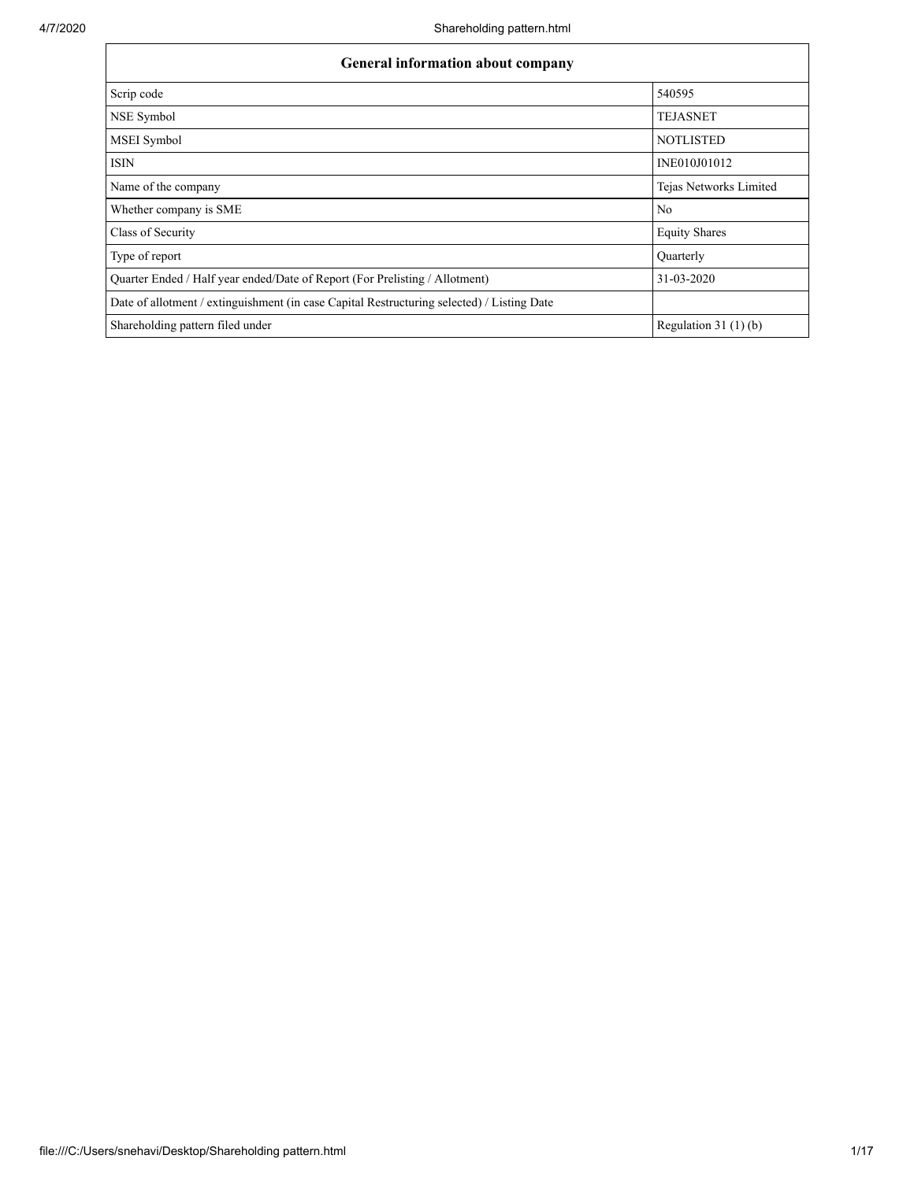| General information about company | |
|---|---|
| Scrip code | 540595 |
| NSE Symbol | TEJASNET |
| MSEI Symbol | NOTLISTED |
| ISIN | INE010J01012 |
| Name of the company | Tejas Networks Limited |
| Whether company is SME | No |
| Class of Security | Equity Shares |
| Type of report | Quarterly |
| Quarter Ended / Half year ended/Date of Report (For Prelisting / Allotment) | 31-03-2020 |
| Date of allotment / extinguishment (in case Capital Restructuring selected) / Listing Date | |
| Shareholding pattern filed under | Regulation 31 (1) (b) |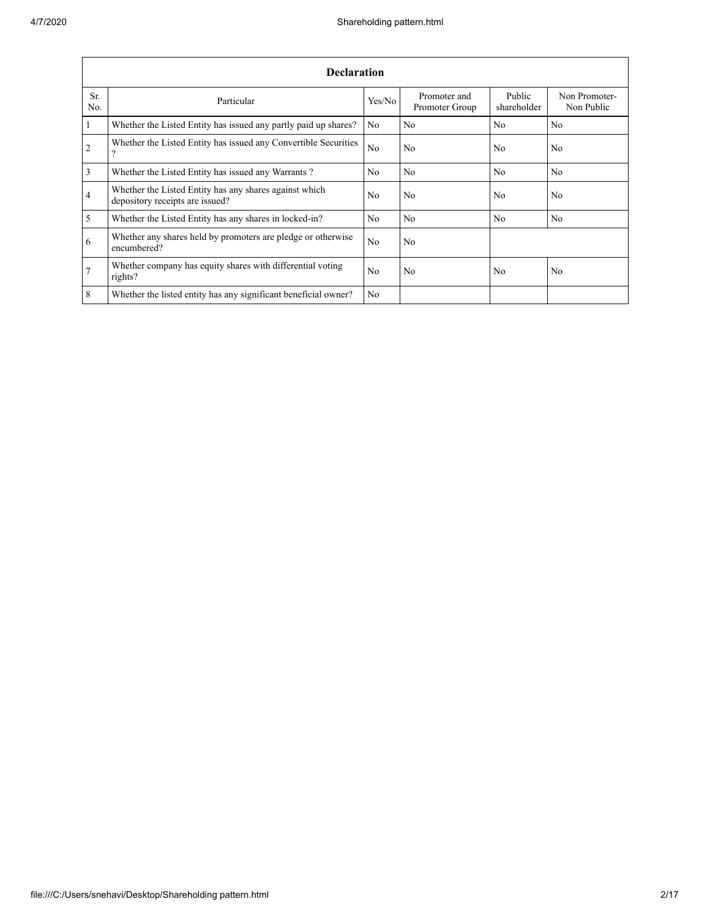| Declaration | | | | | |
|---|---|---|---|---|---|
| Sr. No. | Particular | Yes/No | Promoter and Promoter Group | Public shareholder | Non Promoter- Non Public |
| 1 | Whether the Listed Entity has issued any partly paid up shares? | No | No | No | No |
| 2 | Whether the Listed Entity has issued any Convertible Securities ? | No | No | No | No |
| 3 | Whether the Listed Entity has issued any Warrants ? | No | No | No | No |
| 4 | Whether the Listed Entity has any shares against which depository receipts are issued? | No | No | No | No |
| 5 | Whether the Listed Entity has any shares in locked-in? | No | No | No | No |
| 6 | Whether any shares held by promoters are pledge or otherwise encumbered? | No | No | | |
| 7 | Whether company has equity shares with differential voting rights? | No | No | No | No |
| 8 | Whether the listed entity has any significant beneficial owner? | No | | | |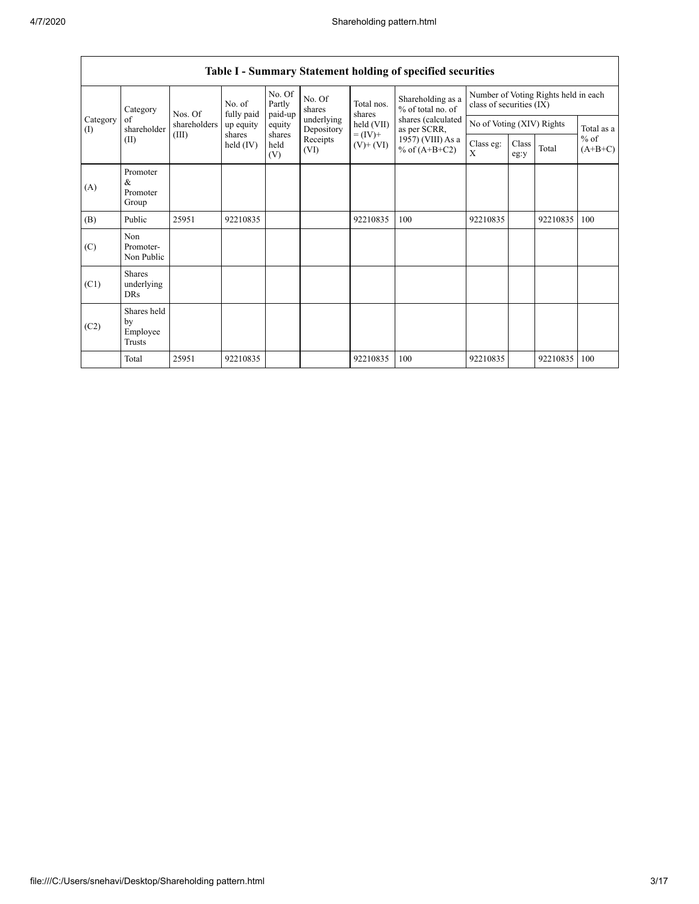## Table I - Summary Statement holding of specified securities

| Category (I) | Category of shareholder (II) | Nos. Of shareholders (III) | No. of fully paid up equity shares held (IV) | No. Of Partly paid-up equity shares held (V) | No. Of shares underlying Depository Receipts (VI) | Total nos. shares held (VII) = (IV)+ (V)+ (VI) | Shareholding as a % of total no. of shares (calculated as per SCRR, 1957) (VIII) As a % of (A+B+C2) | Number of Voting Rights held in each class of securities (IX) | | | |
|---|---|---|---|---|---|---|---|---|---|---|---|
| | | | | | | | | No of Voting (XIV) Rights | | | Total as a % of (A+B+C) |
| | | | | | | | | Class eg: X | Class eg:y | Total | |
| (A) | Promoter & Promoter Group | | | | | | | | | | |
| (B) | Public | 25951 | 92210835 | | | 92210835 | 100 | 92210835 | | 92210835 | 100 |
| (C) | Non Promoter- Non Public | | | | | | | | | | |
| (C1) | Shares underlying DRs | | | | | | | | | | |
| (C2) | Shares held by Employee Trusts | | | | | | | | | | |
| | Total | 25951 | 92210835 | | | 92210835 | 100 | 92210835 | | 92210835 | 100 |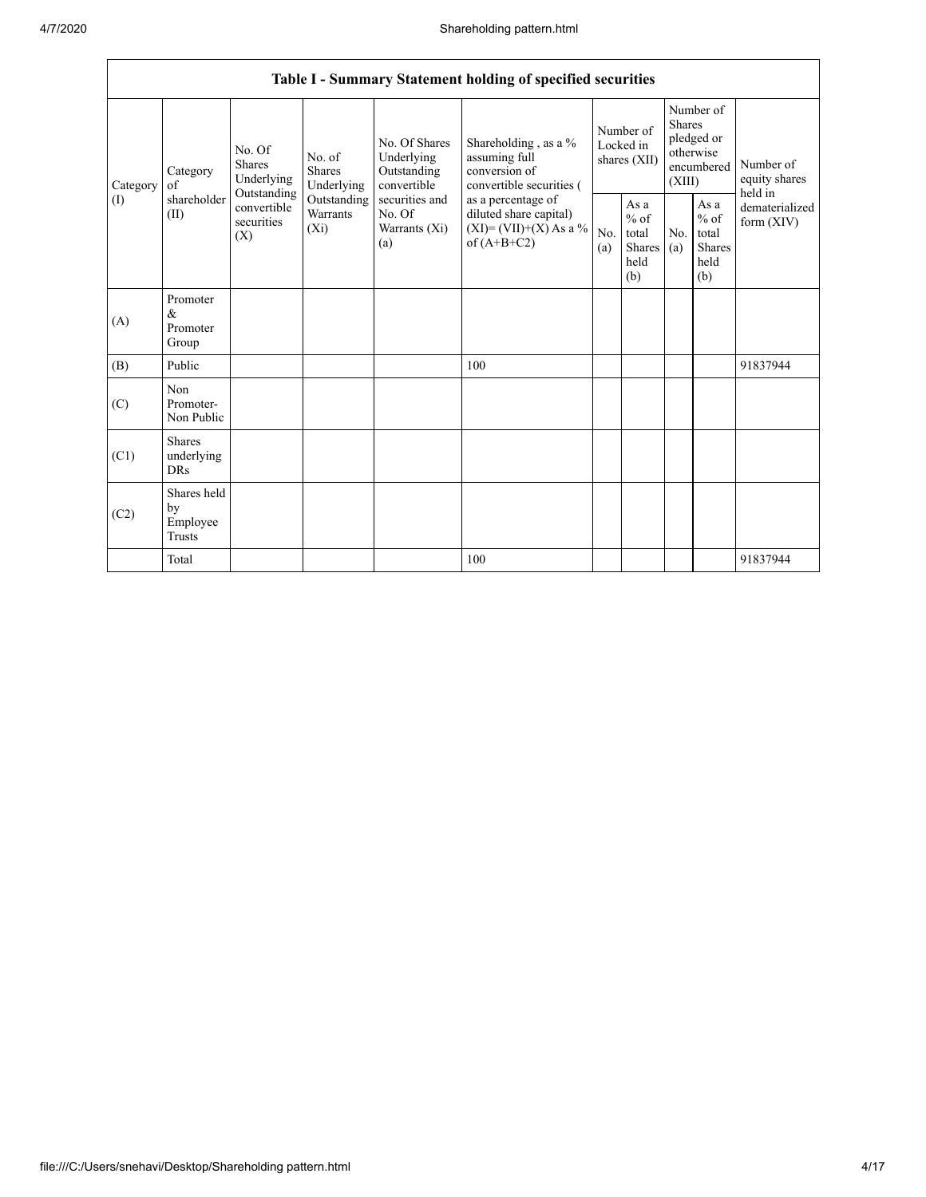| Table I - Summary Statement holding of specified securities | | | | | | | | | | | |
|---|---|---|---|---|---|---|---|---|---|---|---|
| Category (I) | Category of shareholder (II) | No. Of Shares Underlying Outstanding convertible securities (X) | No. of Shares Underlying Outstanding Warrants (Xi) | No. Of Shares Underlying Outstanding convertible securities and No. Of Warrants (Xi) (a) | Shareholding , as a % assuming full conversion of convertible securities ( as a percentage of diluted share capital) (XI)= (VII)+(X) As a % of (A+B+C2) | Number of Locked in shares (XII) | | Number of Shares pledged or otherwise encumbered (XIII) | | Number of equity shares held in dematerialized form (XIV) |
| | | | | | | No. (a) | As a % of total Shares held (b) | No. (a) | As a % of total Shares held (b) | |
| (A) | Promoter & Promoter Group | | | | | | | | | |
| (B) | Public | | | | 100 | | | | | 91837944 |
| (C) | Non Promoter- Non Public | | | | | | | | | |
| (C1) | Shares underlying DRs | | | | | | | | | |
| (C2) | Shares held by Employee Trusts | | | | | | | | | |
| | Total | | | | 100 | | | | | 91837944 |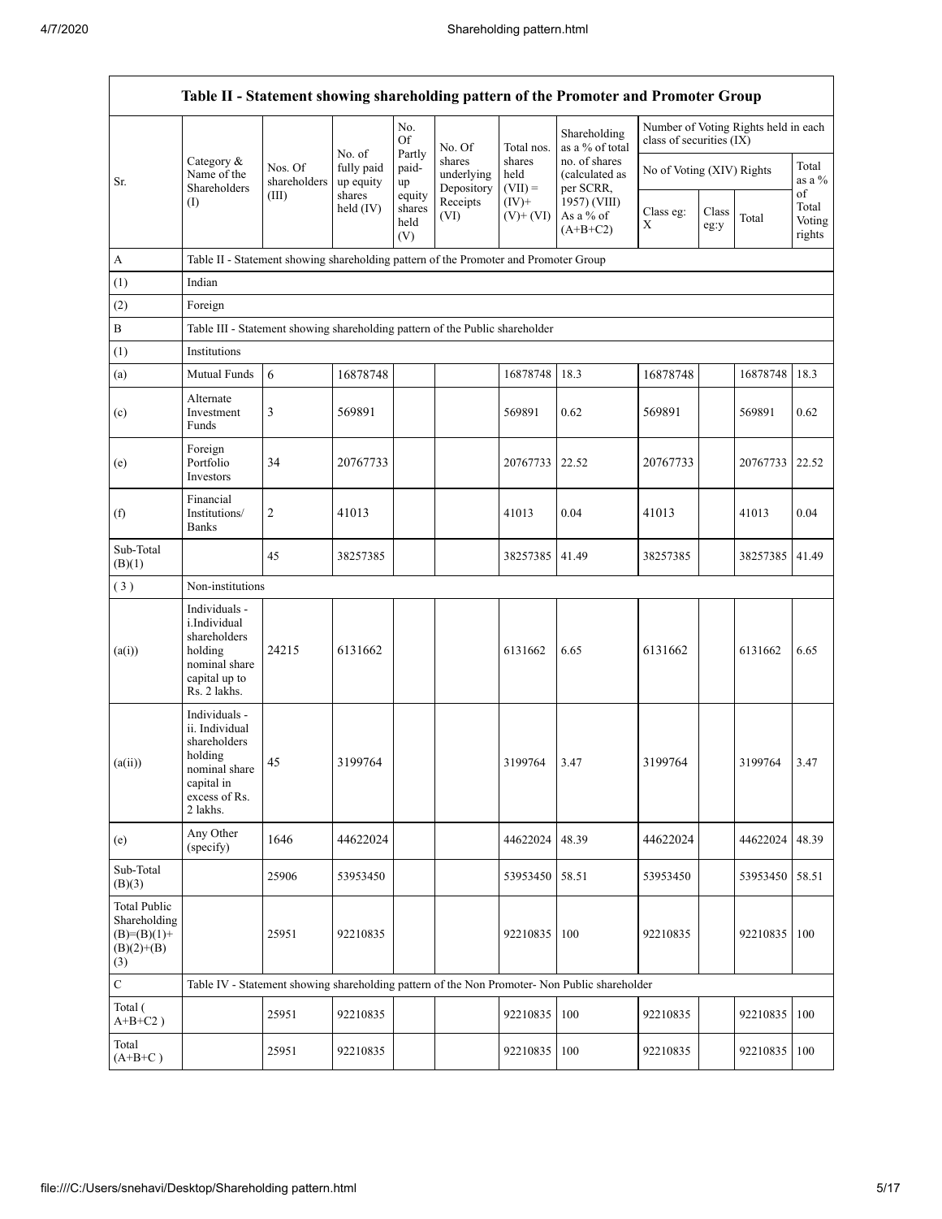| Table II - Statement showing shareholding pattern of the Promoter and Promoter Group | | | | | | | | | | | | |
|---|---|---|---|---|---|---|---|---|---|---|---|---|
| Sr. | Category & Name of the Shareholders (I) | Nos. Of shareholders (III) | No. of fully paid up equity shares held (IV) | No. Of Partly paid-up equity shares held (V) | No. Of shares underlying Depository Receipts (VI) | Total nos. shares held (VII) = (IV)+ (V)+ (VI) | Shareholding as a % of total no. of shares (calculated as per SCRR, 1957) (VIII) As a % of (A+B+C2) | Number of Voting Rights held in each class of securities (IX) | | | |
| | | | | | | | | No of Voting (XIV) Rights | | | Total as a % of Total Voting rights |
| | | | | | | | | Class eg: X | Class eg:y | Total | |
| A | Table II - Statement showing shareholding pattern of the Promoter and Promoter Group | | | | | | | | | | |
| (1) | Indian | | | | | | | | | | |
| (2) | Foreign | | | | | | | | | | |
| B | Table III - Statement showing shareholding pattern of the Public shareholder | | | | | | | | | | |
| (1) | Institutions | | | | | | | | | | |
| (a) | Mutual Funds | 6 | 16878748 | | | 16878748 | 18.3 | 16878748 | | 16878748 | 18.3 |
| (c) | Alternate Investment Funds | 3 | 569891 | | | 569891 | 0.62 | 569891 | | 569891 | 0.62 |
| (e) | Foreign Portfolio Investors | 34 | 20767733 | | | 20767733 | 22.52 | 20767733 | | 20767733 | 22.52 |
| (f) | Financial Institutions/ Banks | 2 | 41013 | | | 41013 | 0.04 | 41013 | | 41013 | 0.04 |
| Sub-Total (B)(1) | | 45 | 38257385 | | | 38257385 | 41.49 | 38257385 | | 38257385 | 41.49 |
| (3) | Non-institutions | | | | | | | | | | |
| (a(i)) | Individuals - i.Individual shareholders holding nominal share capital up to Rs. 2 lakhs. | 24215 | 6131662 | | | 6131662 | 6.65 | 6131662 | | 6131662 | 6.65 |
| (a(ii)) | Individuals - ii. Individual shareholders holding nominal share capital in excess of Rs. 2 lakhs. | 45 | 3199764 | | | 3199764 | 3.47 | 3199764 | | 3199764 | 3.47 |
| (e) | Any Other (specify) | 1646 | 44622024 | | | 44622024 | 48.39 | 44622024 | | 44622024 | 48.39 |
| Sub-Total (B)(3) | | 25906 | 53953450 | | | 53953450 | 58.51 | 53953450 | | 53953450 | 58.51 |
| Total Public Shareholding (B)=(B)(1)+(B)(2)+(B)(3) | | 25951 | 92210835 | | | 92210835 | 100 | 92210835 | | 92210835 | 100 |
| C | Table IV - Statement showing shareholding pattern of the Non Promoter- Non Public shareholder | | | | | | | | | | |
| Total ( A+B+C2 ) | | 25951 | 92210835 | | | 92210835 | 100 | 92210835 | | 92210835 | 100 |
| Total (A+B+C ) | | 25951 | 92210835 | | | 92210835 | 100 | 92210835 | | 92210835 | 100 |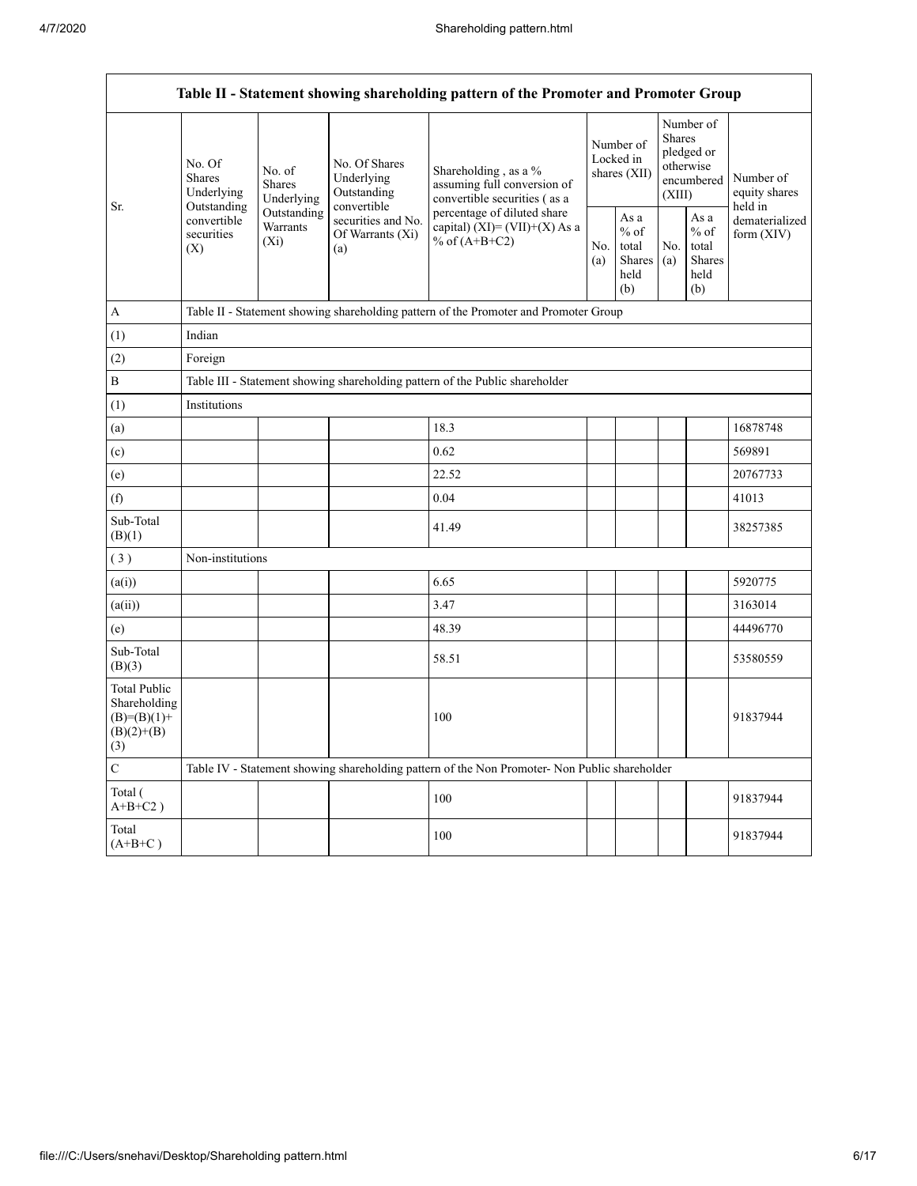| Table II - Statement showing shareholding pattern of the Promoter and Promoter Group | | | | | | | | | |
|---|---|---|---|---|---|---|---|---|---|
| Sr. | No. Of Shares Underlying Outstanding convertible securities (X) | No. of Shares Underlying Outstanding Warrants (Xi) | No. Of Shares Underlying Outstanding convertible securities and No. Of Warrants (Xi) (a) | Shareholding , as a % assuming full conversion of convertible securities ( as a percentage of diluted share capital) (XI)= (VII)+(X) As a % of (A+B+C2) | Number of Locked in shares (XII) | | Number of Shares pledged or otherwise encumbered (XIII) | | Number of equity shares held in dematerialized form (XIV) |
| | | | | | No. (a) | As a % of total Shares held (b) | No. (a) | As a % of total Shares held (b) | |
| A | Table II - Statement showing shareholding pattern of the Promoter and Promoter Group | | | | | | | | |
| (1) | Indian | | | | | | | | |
| (2) | Foreign | | | | | | | | |
| B | Table III - Statement showing shareholding pattern of the Public shareholder | | | | | | | | |
| (1) | Institutions | | | | | | | | |
| (a) | | | | 18.3 | | | | | 16878748 |
| (c) | | | | 0.62 | | | | | 569891 |
| (e) | | | | 22.52 | | | | | 20767733 |
| (f) | | | | 0.04 | | | | | 41013 |
| Sub-Total (B)(1) | | | | 41.49 | | | | | 38257385 |
| ( 3 ) | Non-institutions | | | | | | | | |
| (a(i)) | | | | 6.65 | | | | | 5920775 |
| (a(ii)) | | | | 3.47 | | | | | 3163014 |
| (e) | | | | 48.39 | | | | | 44496770 |
| Sub-Total (B)(3) | | | | 58.51 | | | | | 53580559 |
| Total Public Shareholding (B)=(B)(1)+(B)(2)+(B)(3) | | | | 100 | | | | | 91837944 |
| C | Table IV - Statement showing shareholding pattern of the Non Promoter- Non Public shareholder | | | | | | | | |
| Total ( A+B+C2 ) | | | | 100 | | | | | 91837944 |
| Total (A+B+C ) | | | | 100 | | | | | 91837944 |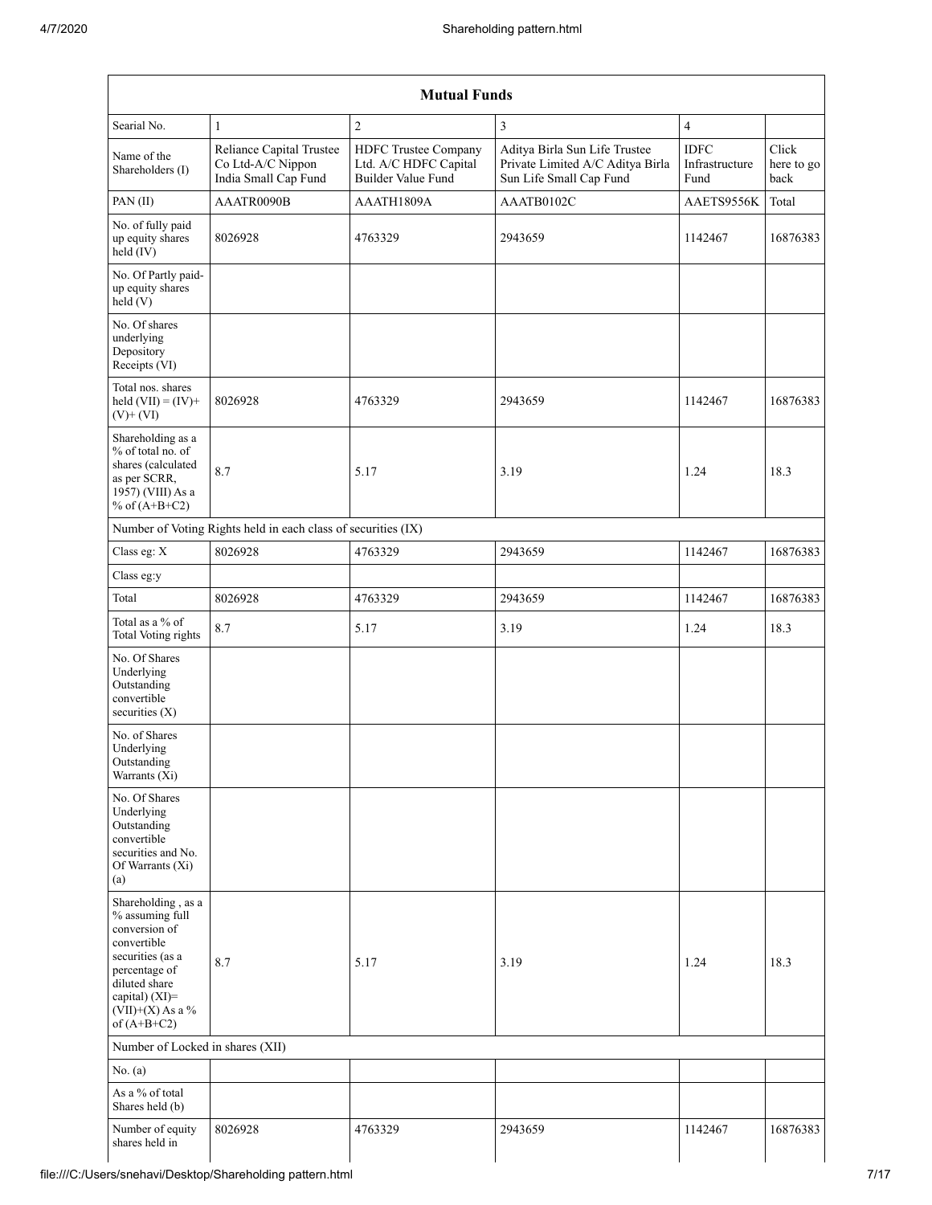| Mutual Funds | | | | | |
|---|---|---|---|---|---|
| Searial No. | 1 | 2 | 3 | 4 | |
| Name of the Shareholders (I) | Reliance Capital Trustee Co Ltd-A/C Nippon India Small Cap Fund | HDFC Trustee Company Ltd. A/C HDFC Capital Builder Value Fund | Aditya Birla Sun Life Trustee Private Limited A/C Aditya Birla Sun Life Small Cap Fund | IDFC Infrastructure Fund | Click here to go back |
| PAN (II) | AAATR0090B | AAATH1809A | AAATB0102C | AAETS9556K | Total |
| No. of fully paid up equity shares held (IV) | 8026928 | 4763329 | 2943659 | 1142467 | 16876383 |
| No. Of Partly paid-up equity shares held (V) | | | | | |
| No. Of shares underlying Depository Receipts (VI) | | | | | |
| Total nos. shares held (VII) = (IV)+ (V)+ (VI) | 8026928 | 4763329 | 2943659 | 1142467 | 16876383 |
| Shareholding as a % of total no. of shares (calculated as per SCRR, 1957) (VIII) As a % of (A+B+C2) | 8.7 | 5.17 | 3.19 | 1.24 | 18.3 |
| Number of Voting Rights held in each class of securities (IX) | | | | | |
| Class eg: X | 8026928 | 4763329 | 2943659 | 1142467 | 16876383 |
| Class eg:y | | | | | |
| Total | 8026928 | 4763329 | 2943659 | 1142467 | 16876383 |
| Total as a % of Total Voting rights | 8.7 | 5.17 | 3.19 | 1.24 | 18.3 |
| No. Of Shares Underlying Outstanding convertible securities (X) | | | | | |
| No. of Shares Underlying Outstanding Warrants (Xi) | | | | | |
| No. Of Shares Underlying Outstanding convertible securities and No. Of Warrants (Xi) (a) | | | | | |
| Shareholding , as a % assuming full conversion of convertible securities (as a percentage of diluted share capital) (XI)= (VII)+(X) As a % of (A+B+C2) | 8.7 | 5.17 | 3.19 | 1.24 | 18.3 |
| Number of Locked in shares (XII) | | | | | |
| No. (a) | | | | | |
| As a % of total Shares held (b) | | | | | |
| Number of equity shares held in | 8026928 | 4763329 | 2943659 | 1142467 | 16876383 |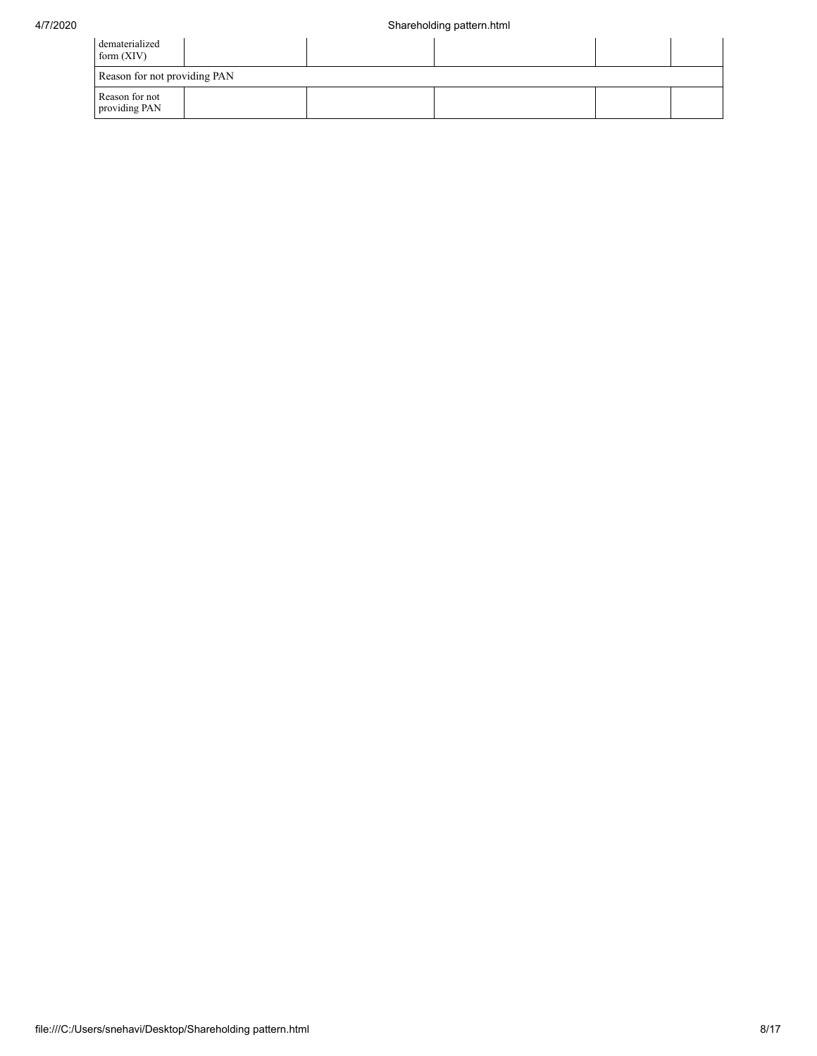| dematerialized form (XIV) | | | | | |
|---|---|---|---|---|---|
| Reason for not providing PAN | | | | | |
| Reason for not providing PAN | | | | | |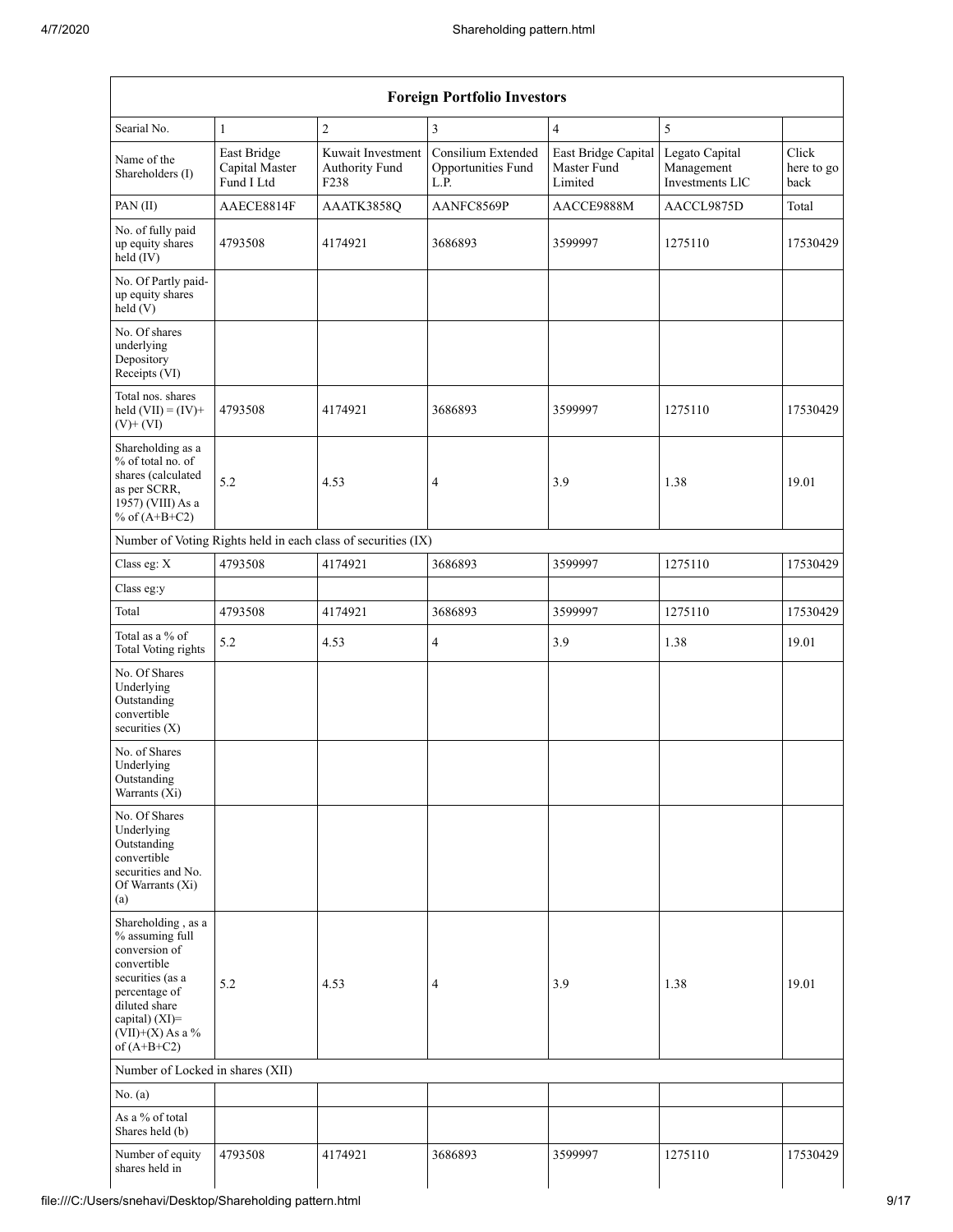| Foreign Portfolio Investors | | | | | | |
|---|---|---|---|---|---|---|
| Searial No. | 1 | 2 | 3 | 4 | 5 | |
| Name of the Shareholders (I) | East Bridge Capital Master Fund I Ltd | Kuwait Investment Authority Fund F238 | Consilium Extended Opportunities Fund L.P. | East Bridge Capital Master Fund Limited | Legato Capital Management Investments LlC | Click here to go back |
| PAN (II) | AAECE8814F | AAATK3858Q | AANFC8569P | AACCE9888M | AACCL9875D | Total |
| No. of fully paid up equity shares held (IV) | 4793508 | 4174921 | 3686893 | 3599997 | 1275110 | 17530429 |
| No. Of Partly paid-up equity shares held (V) | | | | | | |
| No. Of shares underlying Depository Receipts (VI) | | | | | | |
| Total nos. shares held (VII) = (IV)+ (V)+ (VI) | 4793508 | 4174921 | 3686893 | 3599997 | 1275110 | 17530429 |
| Shareholding as a % of total no. of shares (calculated as per SCRR, 1957) (VIII) As a % of (A+B+C2) | 5.2 | 4.53 | 4 | 3.9 | 1.38 | 19.01 |
| Number of Voting Rights held in each class of securities (IX) | | | | | | |
| Class eg: X | 4793508 | 4174921 | 3686893 | 3599997 | 1275110 | 17530429 |
| Class eg:y | | | | | | |
| Total | 4793508 | 4174921 | 3686893 | 3599997 | 1275110 | 17530429 |
| Total as a % of Total Voting rights | 5.2 | 4.53 | 4 | 3.9 | 1.38 | 19.01 |
| No. Of Shares Underlying Outstanding convertible securities (X) | | | | | | |
| No. of Shares Underlying Outstanding Warrants (Xi) | | | | | | |
| No. Of Shares Underlying Outstanding convertible securities and No. Of Warrants (Xi) (a) | | | | | | |
| Shareholding , as a % assuming full conversion of convertible securities (as a percentage of diluted share capital) (XI)= (VII)+(X) As a % of (A+B+C2) | 5.2 | 4.53 | 4 | 3.9 | 1.38 | 19.01 |
| Number of Locked in shares (XII) | | | | | | |
| No. (a) | | | | | | |
| As a % of total Shares held (b) | | | | | | |
| Number of equity shares held in | 4793508 | 4174921 | 3686893 | 3599997 | 1275110 | 17530429 |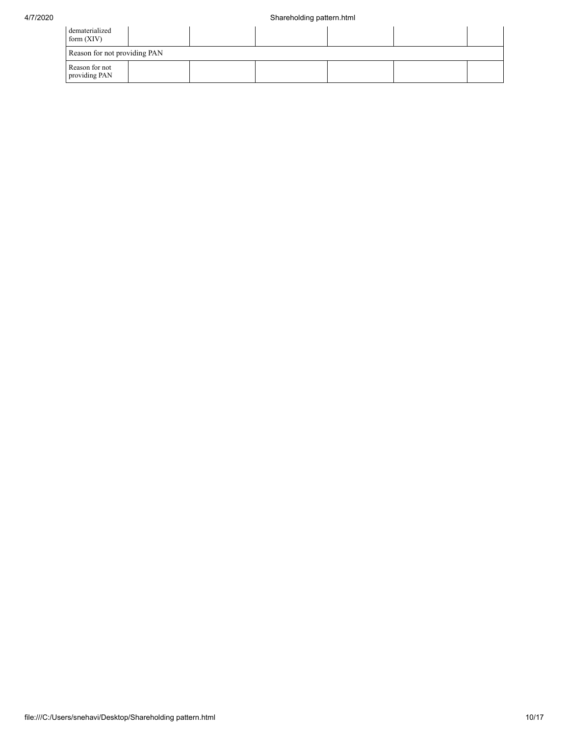| dematerialized form (XIV) | | | | | | |
|---|---|---|---|---|---|---|
| Reason for not providing PAN | | | | | | |
| Reason for not providing PAN | | | | | | |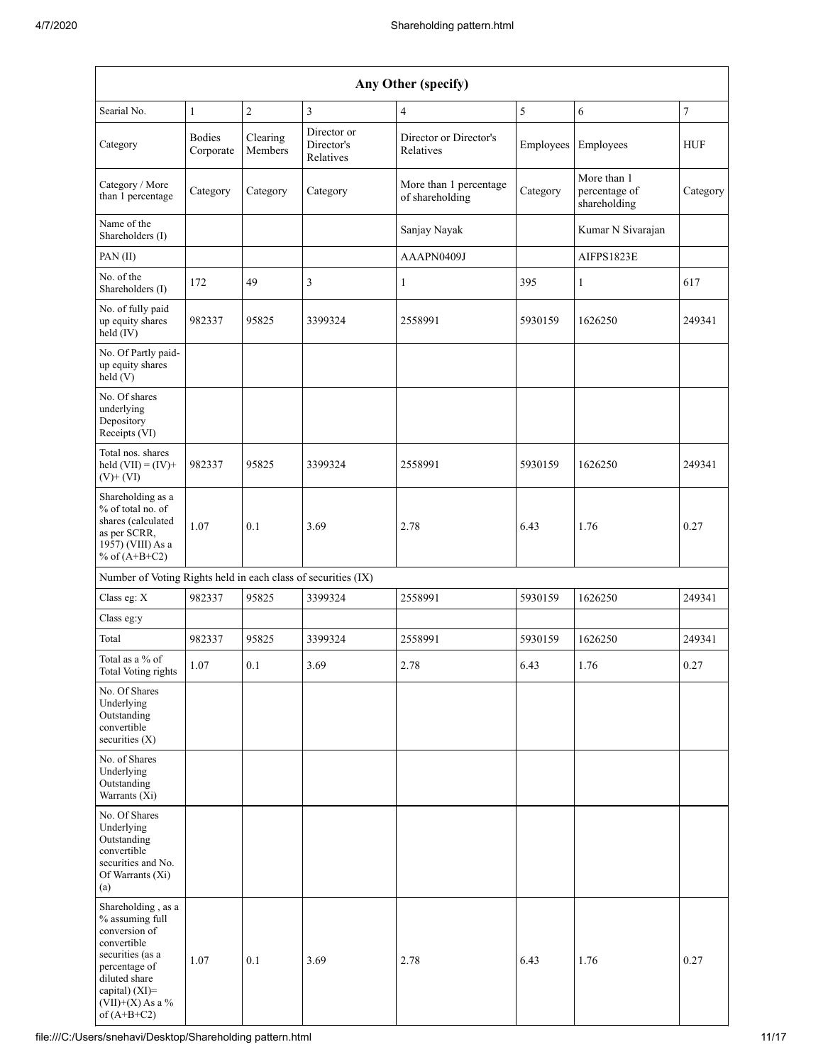| Any Other (specify) | | | | | | | |
|---|---|---|---|---|---|---|---|
| Searial No. | 1 | 2 | 3 | 4 | 5 | 6 | 7 |
| Category | Bodies Corporate | Clearing Members | Director or Director's Relatives | Director or Director's Relatives | Employees | Employees | HUF |
| Category / More than 1 percentage | Category | Category | Category | More than 1 percentage of shareholding | Category | More than 1 percentage of shareholding | Category |
| Name of the Shareholders (I) | | | | Sanjay Nayak | | Kumar N Sivarajan | |
| PAN (II) | | | | AAAPN0409J | | AIFPS1823E | |
| No. of the Shareholders (I) | 172 | 49 | 3 | 1 | 395 | 1 | 617 |
| No. of fully paid up equity shares held (IV) | 982337 | 95825 | 3399324 | 2558991 | 5930159 | 1626250 | 249341 |
| No. Of Partly paid-up equity shares held (V) | | | | | | | |
| No. Of shares underlying Depository Receipts (VI) | | | | | | | |
| Total nos. shares held (VII) = (IV)+ (V)+ (VI) | 982337 | 95825 | 3399324 | 2558991 | 5930159 | 1626250 | 249341 |
| Shareholding as a % of total no. of shares (calculated as per SCRR, 1957) (VIII) As a % of (A+B+C2) | 1.07 | 0.1 | 3.69 | 2.78 | 6.43 | 1.76 | 0.27 |
| Number of Voting Rights held in each class of securities (IX) | | | | | | | |
| Class eg: X | 982337 | 95825 | 3399324 | 2558991 | 5930159 | 1626250 | 249341 |
| Class eg:y | | | | | | | |
| Total | 982337 | 95825 | 3399324 | 2558991 | 5930159 | 1626250 | 249341 |
| Total as a % of Total Voting rights | 1.07 | 0.1 | 3.69 | 2.78 | 6.43 | 1.76 | 0.27 |
| No. Of Shares Underlying Outstanding convertible securities (X) | | | | | | | |
| No. of Shares Underlying Outstanding Warrants (Xi) | | | | | | | |
| No. Of Shares Underlying Outstanding convertible securities and No. Of Warrants (Xi) (a) | | | | | | | |
| Shareholding , as a % assuming full conversion of convertible securities (as a percentage of diluted share capital) (XI)= (VII)+(X) As a % of (A+B+C2) | 1.07 | 0.1 | 3.69 | 2.78 | 6.43 | 1.76 | 0.27 |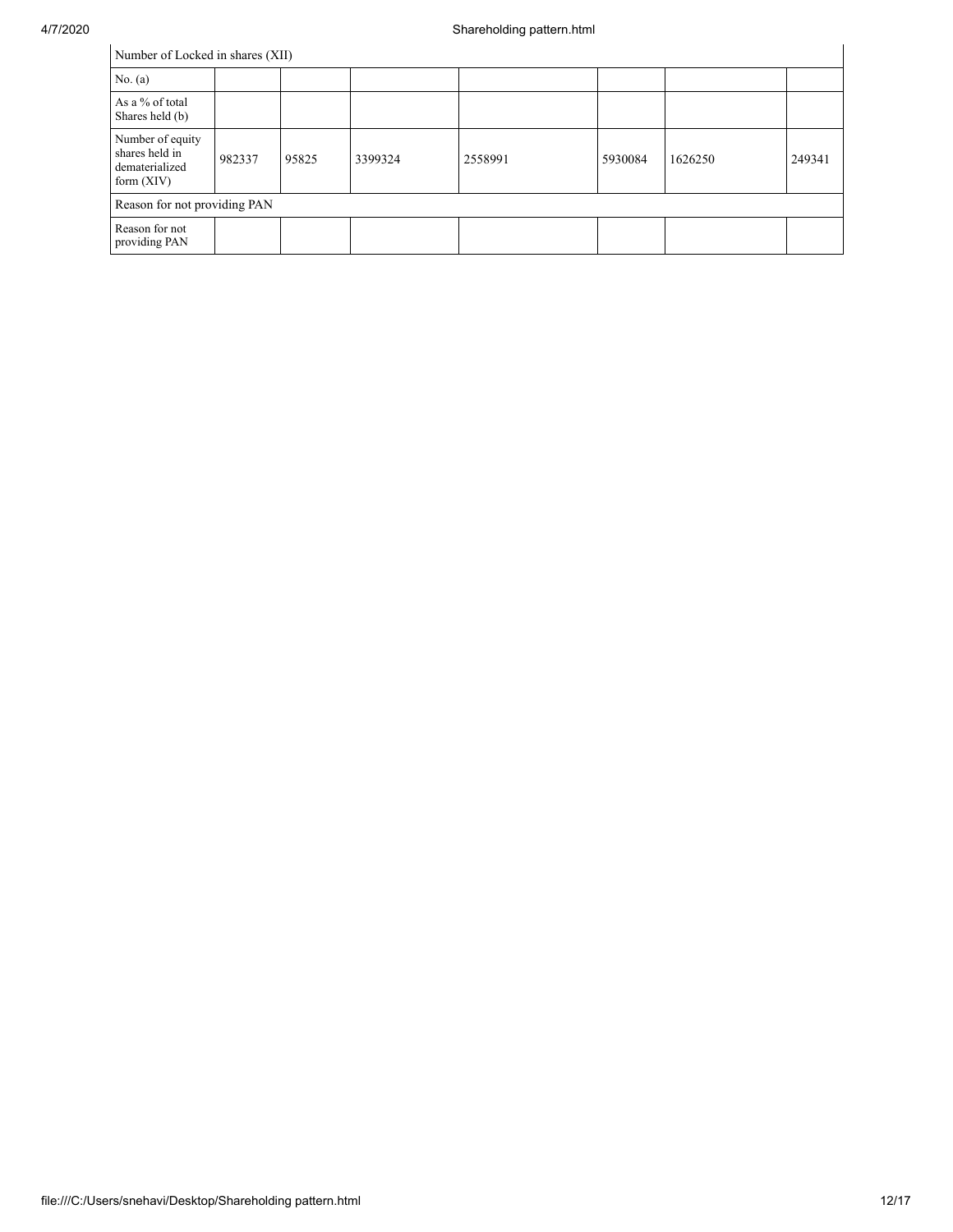| Number of Locked in shares (XII) | | | | | | | |
|---|---|---|---|---|---|---|---|
| No. (a) | | | | | | | |
| As a % of total Shares held (b) | | | | | | | |
| Number of equity shares held in dematerialized form (XIV) | 982337 | 95825 | 3399324 | 2558991 | 5930084 | 1626250 | 249341 |
| Reason for not providing PAN | | | | | | | |
| Reason for not providing PAN | | | | | | | |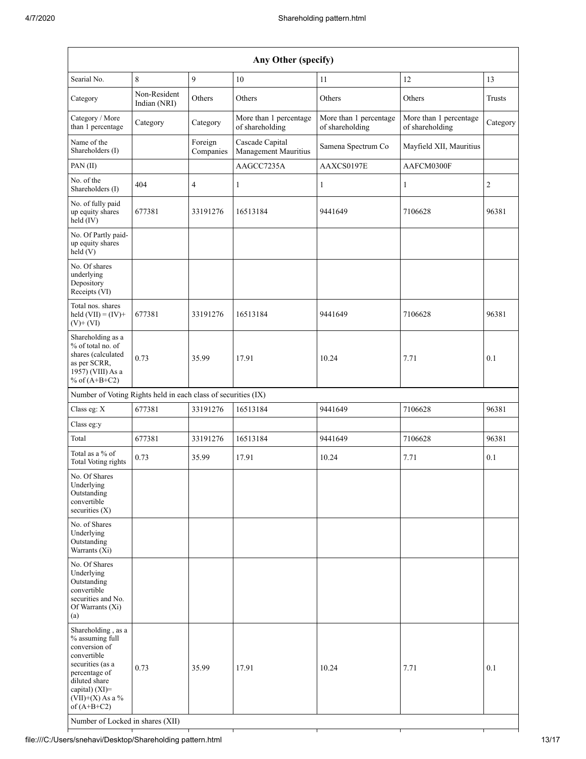| Any Other (specify) | | | | | | |
|---|---|---|---|---|---|---|
| Searial No. | 8 | 9 | 10 | 11 | 12 | 13 |
| Category | Non-Resident Indian (NRI) | Others | Others | Others | Others | Trusts |
| Category / More than 1 percentage | Category | Category | More than 1 percentage of shareholding | More than 1 percentage of shareholding | More than 1 percentage of shareholding | Category |
| Name of the Shareholders (I) | | Foreign Companies | Cascade Capital Management Mauritius | Samena Spectrum Co | Mayfield XII, Mauritius | |
| PAN (II) | | | AAGCC7235A | AAXCS0197E | AAFCM0300F | |
| No. of the Shareholders (I) | 404 | 4 | 1 | 1 | 1 | 2 |
| No. of fully paid up equity shares held (IV) | 677381 | 33191276 | 16513184 | 9441649 | 7106628 | 96381 |
| No. Of Partly paid-up equity shares held (V) | | | | | | |
| No. Of shares underlying Depository Receipts (VI) | | | | | | |
| Total nos. shares held (VII) = (IV)+ (V)+ (VI) | 677381 | 33191276 | 16513184 | 9441649 | 7106628 | 96381 |
| Shareholding as a % of total no. of shares (calculated as per SCRR, 1957) (VIII) As a % of (A+B+C2) | 0.73 | 35.99 | 17.91 | 10.24 | 7.71 | 0.1 |
| Number of Voting Rights held in each class of securities (IX) | | | | | | |
| Class eg: X | 677381 | 33191276 | 16513184 | 9441649 | 7106628 | 96381 |
| Class eg:y | | | | | | |
| Total | 677381 | 33191276 | 16513184 | 9441649 | 7106628 | 96381 |
| Total as a % of Total Voting rights | 0.73 | 35.99 | 17.91 | 10.24 | 7.71 | 0.1 |
| No. Of Shares Underlying Outstanding convertible securities (X) | | | | | | |
| No. of Shares Underlying Outstanding Warrants (Xi) | | | | | | |
| No. Of Shares Underlying Outstanding convertible securities and No. Of Warrants (Xi) (a) | | | | | | |
| Shareholding , as a % assuming full conversion of convertible securities (as a percentage of diluted share capital) (XI)= (VII)+(X) As a % of (A+B+C2) | 0.73 | 35.99 | 17.91 | 10.24 | 7.71 | 0.1 |
| Number of Locked in shares (XII) | | | | | | |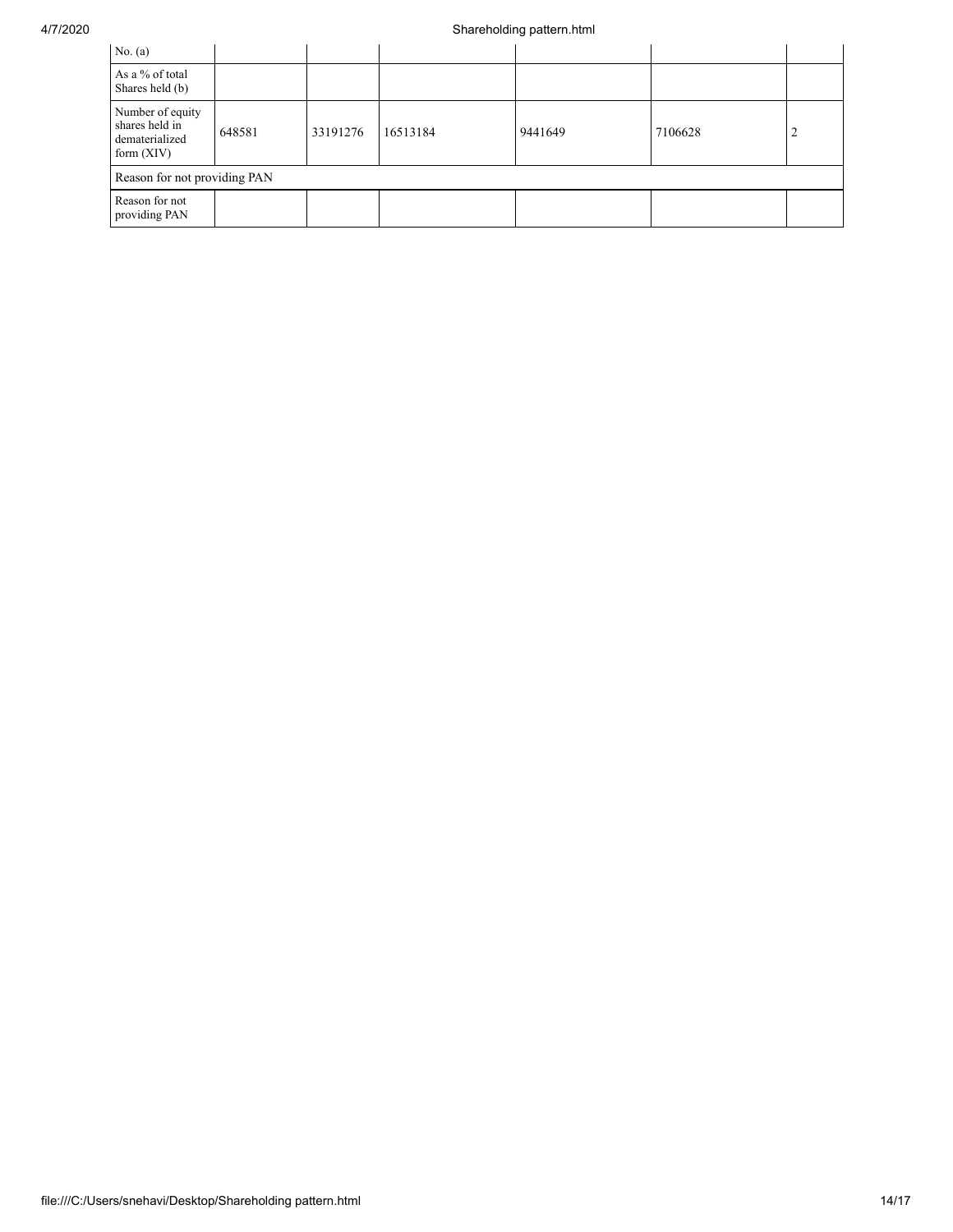| No. (a) | | | | | | |
|---|---|---|---|---|---|---|
| As a % of total Shares held (b) | | | | | | |
| Number of equity shares held in dematerialized form (XIV) | 648581 | 33191276 | 16513184 | 9441649 | 7106628 | 2 |
| Reason for not providing PAN | | | | | | |
| Reason for not providing PAN | | | | | | |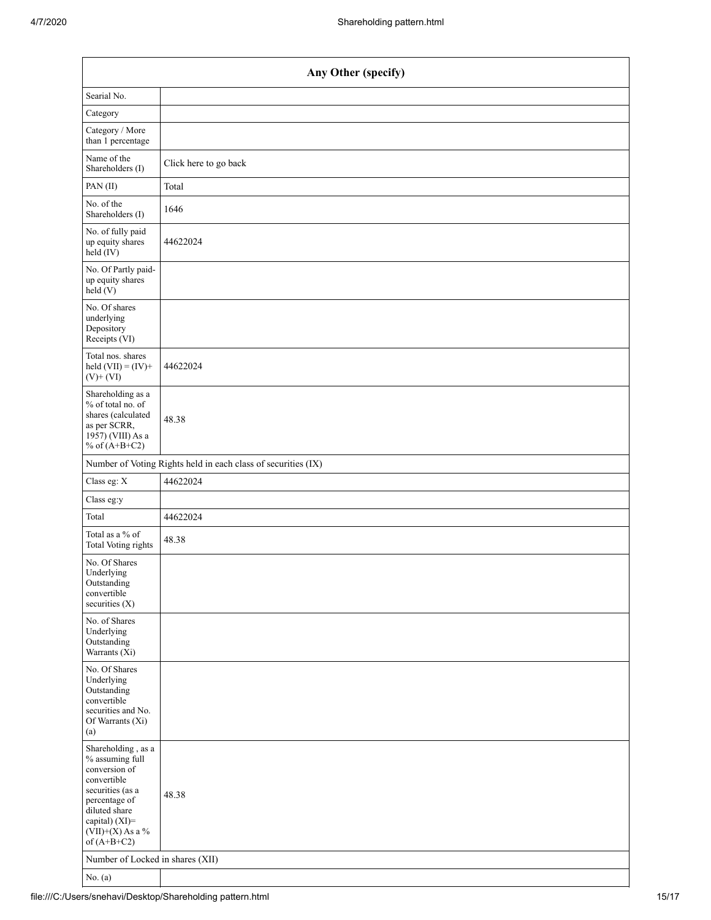| Any Other (specify) | |
|---|---|
| Searial No. | |
| Category | |
| Category / More than 1 percentage | |
| Name of the Shareholders (I) | Click here to go back |
| PAN (II) | Total |
| No. of the Shareholders (I) | 1646 |
| No. of fully paid up equity shares held (IV) | 44622024 |
| No. Of Partly paid-up equity shares held (V) | |
| No. Of shares underlying Depository Receipts (VI) | |
| Total nos. shares held (VII) = (IV)+ (V)+ (VI) | 44622024 |
| Shareholding as a % of total no. of shares (calculated as per SCRR, 1957) (VIII) As a % of (A+B+C2) | 48.38 |
| Number of Voting Rights held in each class of securities (IX) | |
| Class eg: X | 44622024 |
| Class eg:y | |
| Total | 44622024 |
| Total as a % of Total Voting rights | 48.38 |
| No. Of Shares Underlying Outstanding convertible securities (X) | |
| No. of Shares Underlying Outstanding Warrants (Xi) | |
| No. Of Shares Underlying Outstanding convertible securities and No. Of Warrants (Xi) (a) | |
| Shareholding , as a % assuming full conversion of convertible securities (as a percentage of diluted share capital) (XI)= (VII)+(X) As a % of (A+B+C2) | 48.38 |
| Number of Locked in shares (XII) | |
| No. (a) | |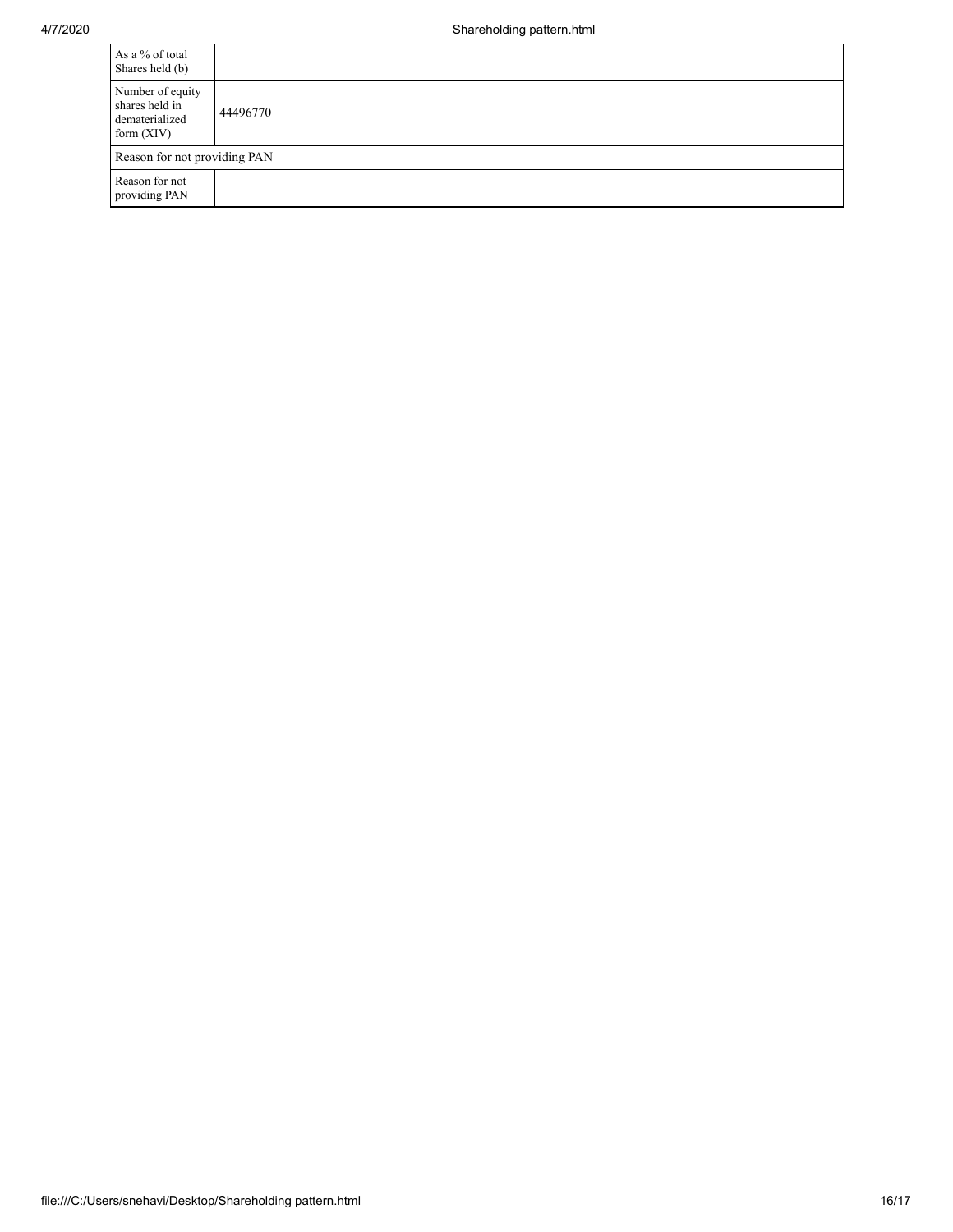| | |
|---|---|
| As a % of total Shares held (b) | |
| Number of equity shares held in dematerialized form (XIV) | 44496770 |
| Reason for not providing PAN | |
| Reason for not providing PAN | |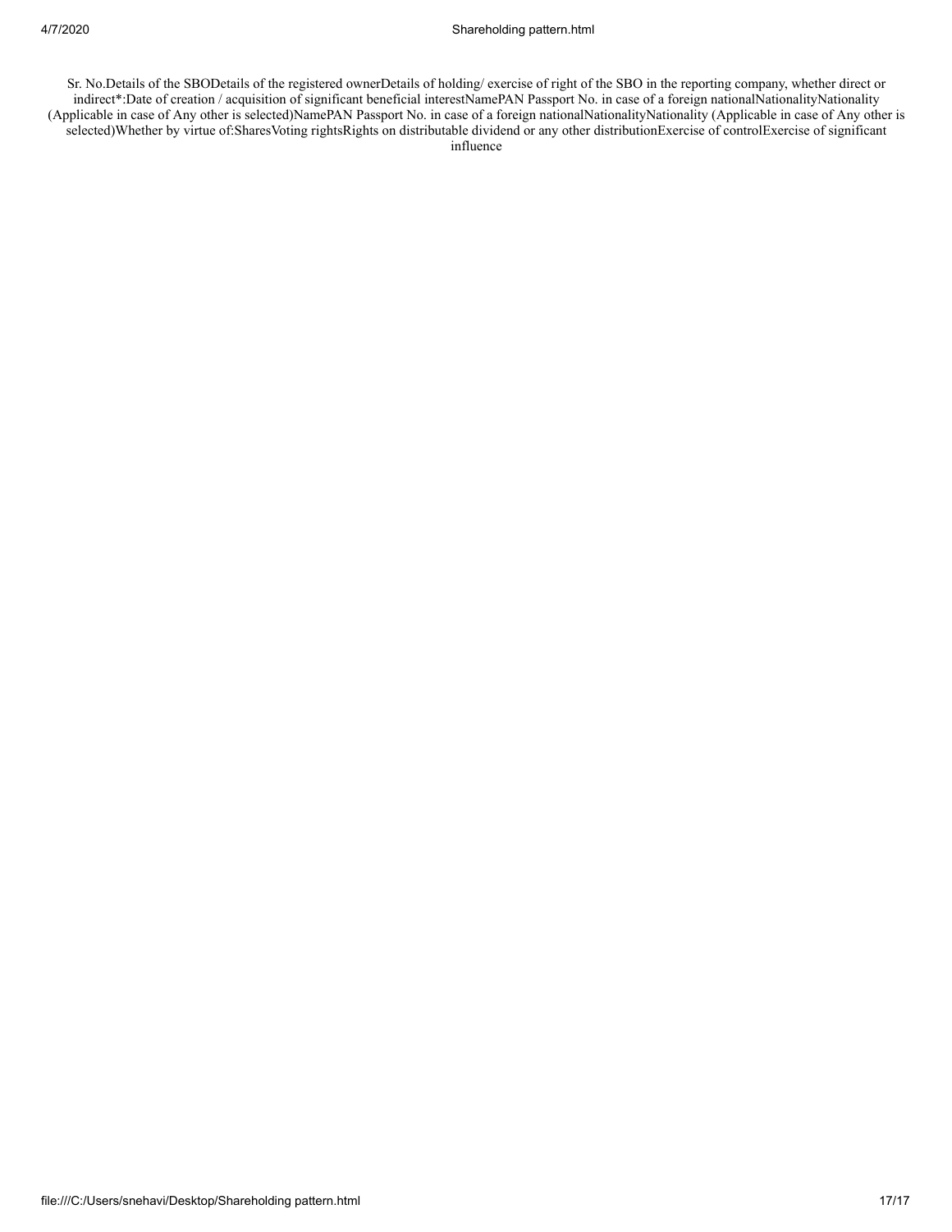Sr. No.Details of the SBODetails of the registered ownerDetails of holding/ exercise of right of the SBO in the reporting company, whether direct or indirect*:Date of creation / acquisition of significant beneficial interestNamePAN Passport No. in case of a foreign nationalNationalityNationality (Applicable in case of Any other is selected)NamePAN Passport No. in case of a foreign nationalNationalityNationality (Applicable in case of Any other is selected)Whether by virtue of:SharesVoting rightsRights on distributable dividend or any other distributionExercise of controlExercise of significant influence